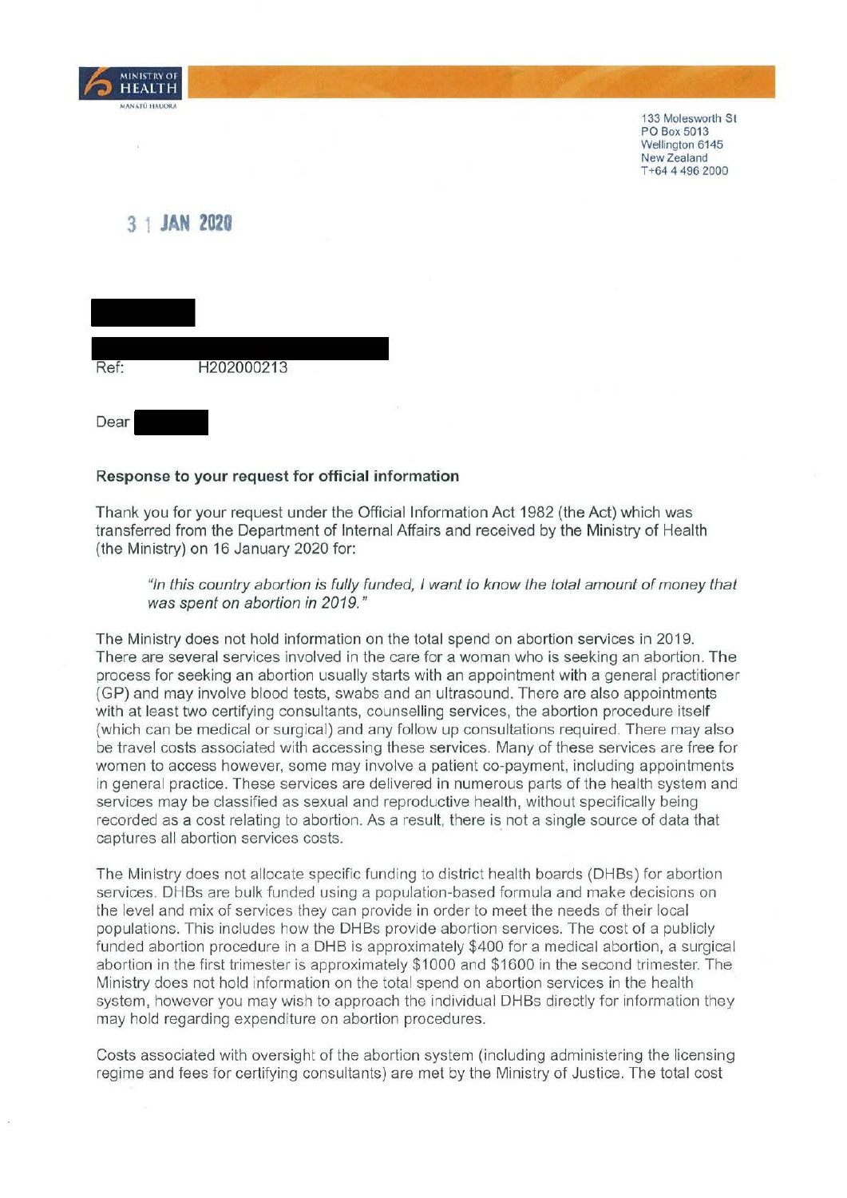MINISTRY OF HEALTH
MANATŪ HAUORA

133 Molesworth St
PO Box 5013
Wellington 6145
New Zealand
T+64 4 496 2000

31 JAN 2020

Ref: H202000213

Dear

**Response to your request for official information**

Thank you for your request under the Official Information Act 1982 (the Act) which was transferred from the Department of Internal Affairs and received by the Ministry of Health (the Ministry) on 16 January 2020 for:

> *"In this country abortion is fully funded, I want to know the total amount of money that was spent on abortion in 2019."*

The Ministry does not hold information on the total spend on abortion services in 2019. There are several services involved in the care for a woman who is seeking an abortion. The process for seeking an abortion usually starts with an appointment with a general practitioner (GP) and may involve blood tests, swabs and an ultrasound. There are also appointments with at least two certifying consultants, counselling services, the abortion procedure itself (which can be medical or surgical) and any follow up consultations required. There may also be travel costs associated with accessing these services. Many of these services are free for women to access however, some may involve a patient co-payment, including appointments in general practice. These services are delivered in numerous parts of the health system and services may be classified as sexual and reproductive health, without specifically being recorded as a cost relating to abortion. As a result, there is not a single source of data that captures all abortion services costs.

The Ministry does not allocate specific funding to district health boards (DHBs) for abortion services. DHBs are bulk funded using a population-based formula and make decisions on the level and mix of services they can provide in order to meet the needs of their local populations. This includes how the DHBs provide abortion services. The cost of a publicly funded abortion procedure in a DHB is approximately $400 for a medical abortion, a surgical abortion in the first trimester is approximately $1000 and $1600 in the second trimester. The Ministry does not hold information on the total spend on abortion services in the health system, however you may wish to approach the individual DHBs directly for information they may hold regarding expenditure on abortion procedures.

Costs associated with oversight of the abortion system (including administering the licensing regime and fees for certifying consultants) are met by the Ministry of Justice. The total cost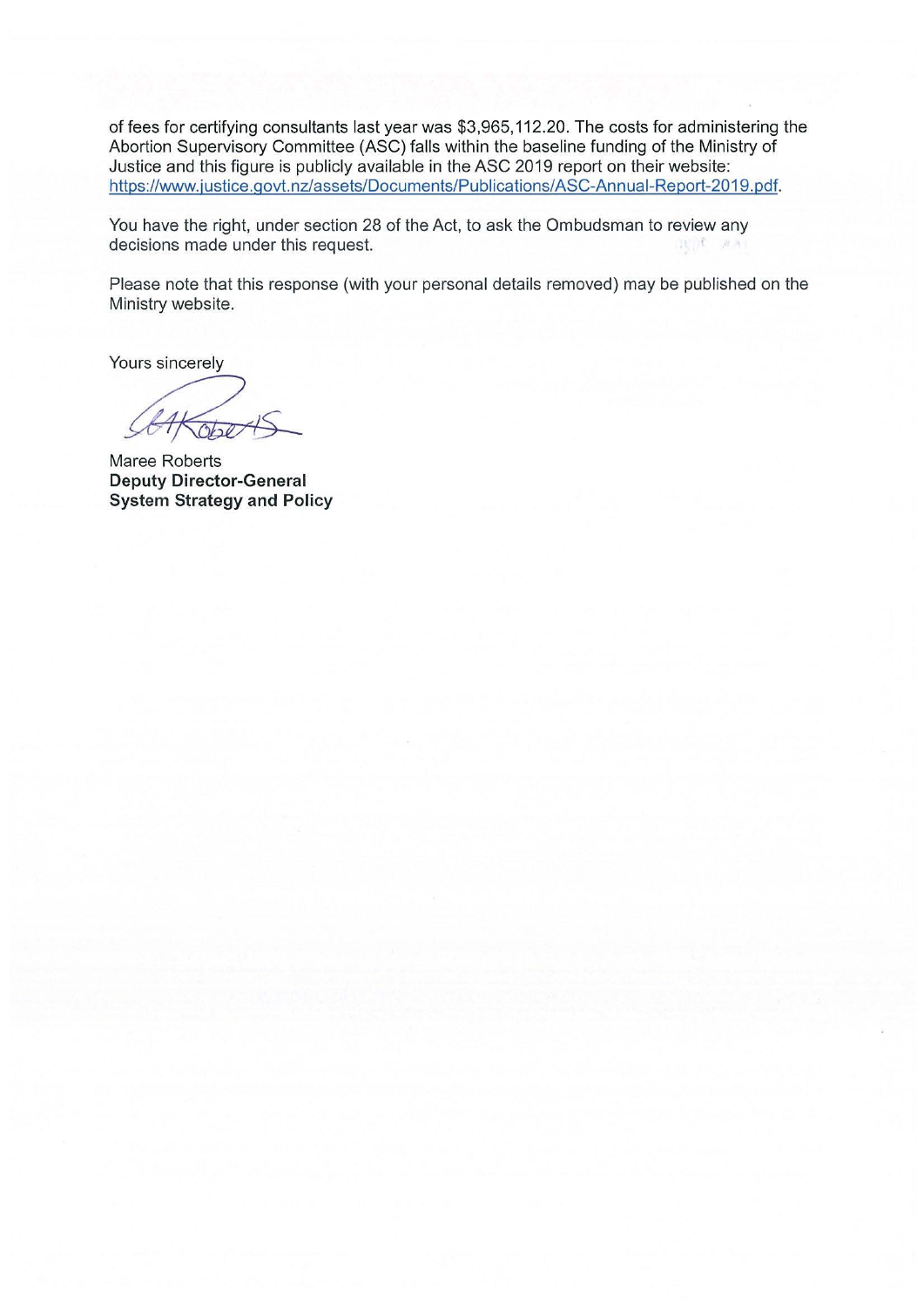of fees for certifying consultants last year was $3,965,112.20. The costs for administering the Abortion Supervisory Committee (ASC) falls within the baseline funding of the Ministry of Justice and this figure is publicly available in the ASC 2019 report on their website: https://www.justice.govt.nz/assets/Documents/Publications/ASC-Annual-Report-2019.pdf.

You have the right, under section 28 of the Act, to ask the Ombudsman to review any decisions made under this request.

Please note that this response (with your personal details removed) may be published on the Ministry website.

Yours sincerely

Maree Roberts
**Deputy Director-General**
**System Strategy and Policy**